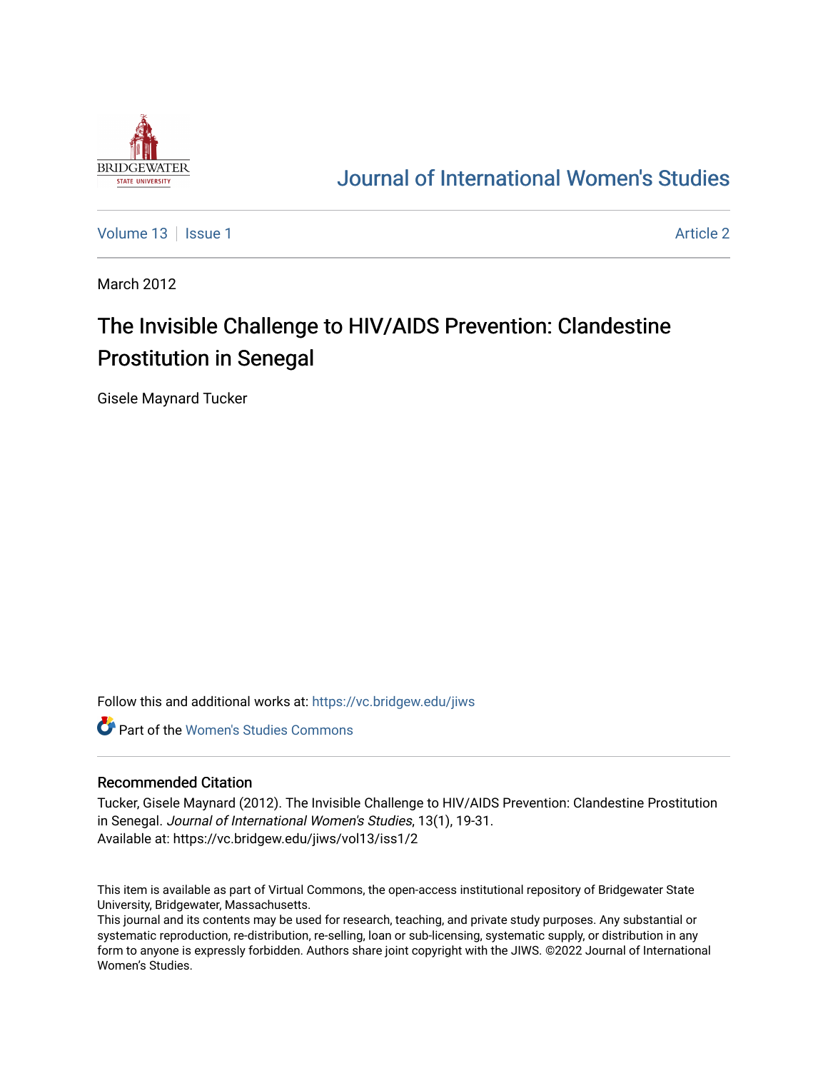# Journal of International Women's Studies

Volume 13 | Issue 1 | Article 2

March 2012

## The Invisible Challenge to HIV/AIDS Prevention: Clandestine Prostitution in Senegal

Gisele Maynard Tucker

Follow this and additional works at: https://vc.bridgew.edu/jiws

Part of the Women's Studies Commons

### Recommended Citation

Tucker, Gisele Maynard (2012). The Invisible Challenge to HIV/AIDS Prevention: Clandestine Prostitution in Senegal. *Journal of International Women's Studies*, 13(1), 19-31.
Available at: https://vc.bridgew.edu/jiws/vol13/iss1/2

This item is available as part of Virtual Commons, the open-access institutional repository of Bridgewater State University, Bridgewater, Massachusetts.
This journal and its contents may be used for research, teaching, and private study purposes. Any substantial or systematic reproduction, re-distribution, re-selling, loan or sub-licensing, systematic supply, or distribution in any form to anyone is expressly forbidden. Authors share joint copyright with the JIWS. ©2022 Journal of International Women's Studies.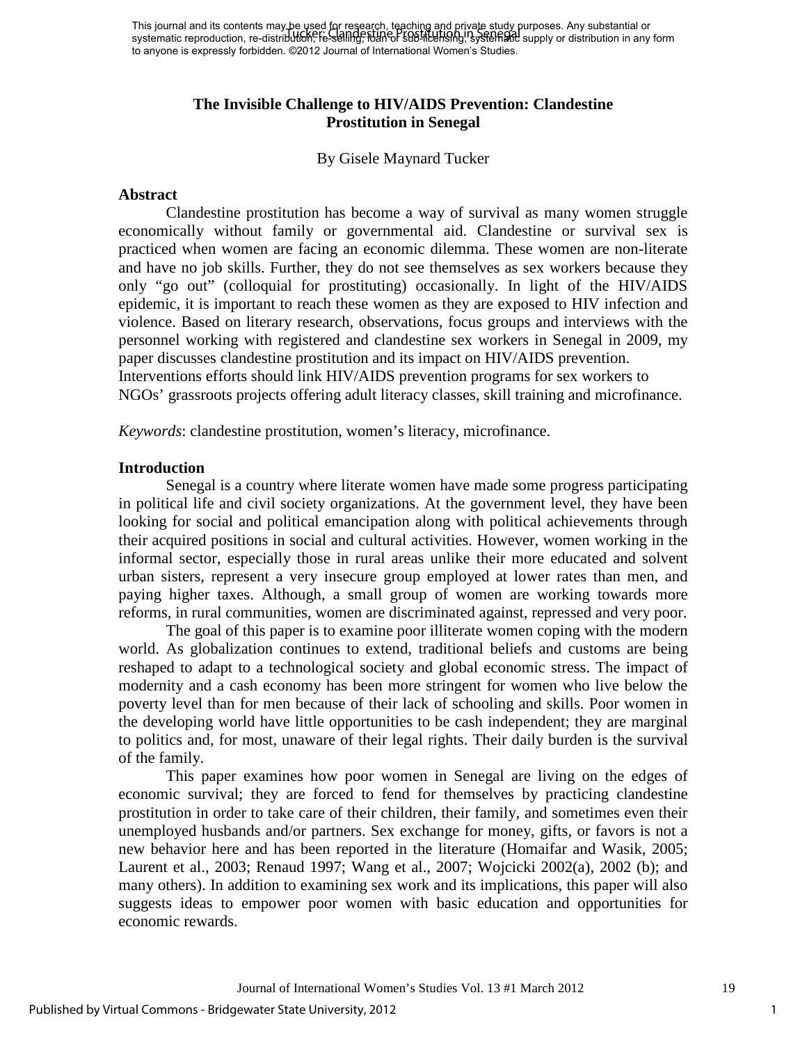# The Invisible Challenge to HIV/AIDS Prevention: Clandestine Prostitution in Senegal

By Gisele Maynard Tucker

## Abstract

Clandestine prostitution has become a way of survival as many women struggle economically without family or governmental aid. Clandestine or survival sex is practiced when women are facing an economic dilemma. These women are non-literate and have no job skills. Further, they do not see themselves as sex workers because they only "go out" (colloquial for prostituting) occasionally. In light of the HIV/AIDS epidemic, it is important to reach these women as they are exposed to HIV infection and violence. Based on literary research, observations, focus groups and interviews with the personnel working with registered and clandestine sex workers in Senegal in 2009, my paper discusses clandestine prostitution and its impact on HIV/AIDS prevention. Interventions efforts should link HIV/AIDS prevention programs for sex workers to NGOs' grassroots projects offering adult literacy classes, skill training and microfinance.

*Keywords*: clandestine prostitution, women's literacy, microfinance.

## Introduction

Senegal is a country where literate women have made some progress participating in political life and civil society organizations. At the government level, they have been looking for social and political emancipation along with political achievements through their acquired positions in social and cultural activities. However, women working in the informal sector, especially those in rural areas unlike their more educated and solvent urban sisters, represent a very insecure group employed at lower rates than men, and paying higher taxes. Although, a small group of women are working towards more reforms, in rural communities, women are discriminated against, repressed and very poor.

The goal of this paper is to examine poor illiterate women coping with the modern world. As globalization continues to extend, traditional beliefs and customs are being reshaped to adapt to a technological society and global economic stress. The impact of modernity and a cash economy has been more stringent for women who live below the poverty level than for men because of their lack of schooling and skills. Poor women in the developing world have little opportunities to be cash independent; they are marginal to politics and, for most, unaware of their legal rights. Their daily burden is the survival of the family.

This paper examines how poor women in Senegal are living on the edges of economic survival; they are forced to fend for themselves by practicing clandestine prostitution in order to take care of their children, their family, and sometimes even their unemployed husbands and/or partners. Sex exchange for money, gifts, or favors is not a new behavior here and has been reported in the literature (Homaifar and Wasik, 2005; Laurent et al., 2003; Renaud 1997; Wang et al., 2007; Wojcicki 2002(a), 2002 (b); and many others). In addition to examining sex work and its implications, this paper will also suggests ideas to empower poor women with basic education and opportunities for economic rewards.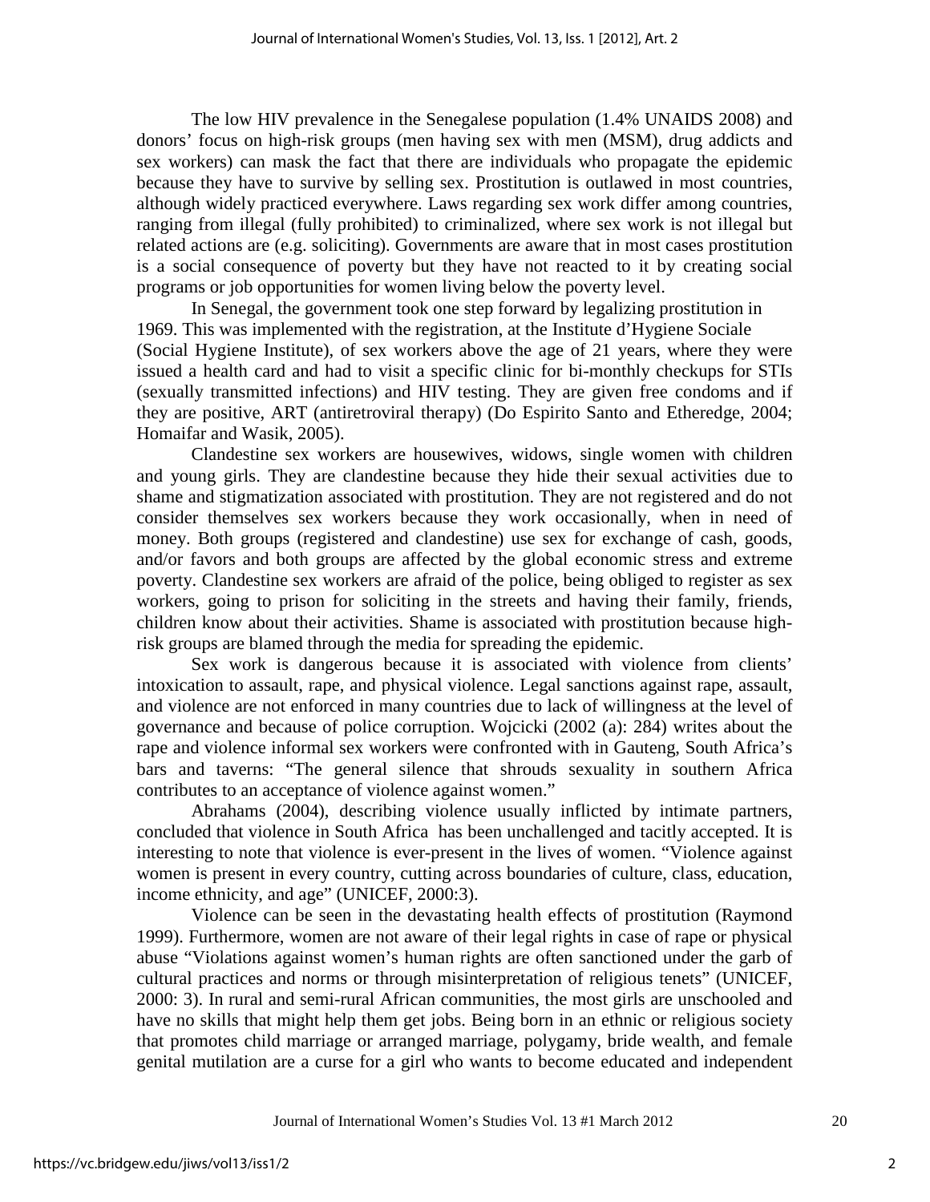The low HIV prevalence in the Senegalese population (1.4% UNAIDS 2008) and donors' focus on high-risk groups (men having sex with men (MSM), drug addicts and sex workers) can mask the fact that there are individuals who propagate the epidemic because they have to survive by selling sex. Prostitution is outlawed in most countries, although widely practiced everywhere. Laws regarding sex work differ among countries, ranging from illegal (fully prohibited) to criminalized, where sex work is not illegal but related actions are (e.g. soliciting). Governments are aware that in most cases prostitution is a social consequence of poverty but they have not reacted to it by creating social programs or job opportunities for women living below the poverty level.

In Senegal, the government took one step forward by legalizing prostitution in 1969. This was implemented with the registration, at the Institute d'Hygiene Sociale (Social Hygiene Institute), of sex workers above the age of 21 years, where they were issued a health card and had to visit a specific clinic for bi-monthly checkups for STIs (sexually transmitted infections) and HIV testing. They are given free condoms and if they are positive, ART (antiretroviral therapy) (Do Espirito Santo and Etheredge, 2004; Homaifar and Wasik, 2005).

Clandestine sex workers are housewives, widows, single women with children and young girls. They are clandestine because they hide their sexual activities due to shame and stigmatization associated with prostitution. They are not registered and do not consider themselves sex workers because they work occasionally, when in need of money. Both groups (registered and clandestine) use sex for exchange of cash, goods, and/or favors and both groups are affected by the global economic stress and extreme poverty. Clandestine sex workers are afraid of the police, being obliged to register as sex workers, going to prison for soliciting in the streets and having their family, friends, children know about their activities. Shame is associated with prostitution because high-risk groups are blamed through the media for spreading the epidemic.

Sex work is dangerous because it is associated with violence from clients' intoxication to assault, rape, and physical violence. Legal sanctions against rape, assault, and violence are not enforced in many countries due to lack of willingness at the level of governance and because of police corruption. Wojcicki (2002 (a): 284) writes about the rape and violence informal sex workers were confronted with in Gauteng, South Africa's bars and taverns: "The general silence that shrouds sexuality in southern Africa contributes to an acceptance of violence against women."

Abrahams (2004), describing violence usually inflicted by intimate partners, concluded that violence in South Africa has been unchallenged and tacitly accepted. It is interesting to note that violence is ever-present in the lives of women. "Violence against women is present in every country, cutting across boundaries of culture, class, education, income ethnicity, and age" (UNICEF, 2000:3).

Violence can be seen in the devastating health effects of prostitution (Raymond 1999). Furthermore, women are not aware of their legal rights in case of rape or physical abuse "Violations against women's human rights are often sanctioned under the garb of cultural practices and norms or through misinterpretation of religious tenets" (UNICEF, 2000: 3). In rural and semi-rural African communities, the most girls are unschooled and have no skills that might help them get jobs. Being born in an ethnic or religious society that promotes child marriage or arranged marriage, polygamy, bride wealth, and female genital mutilation are a curse for a girl who wants to become educated and independent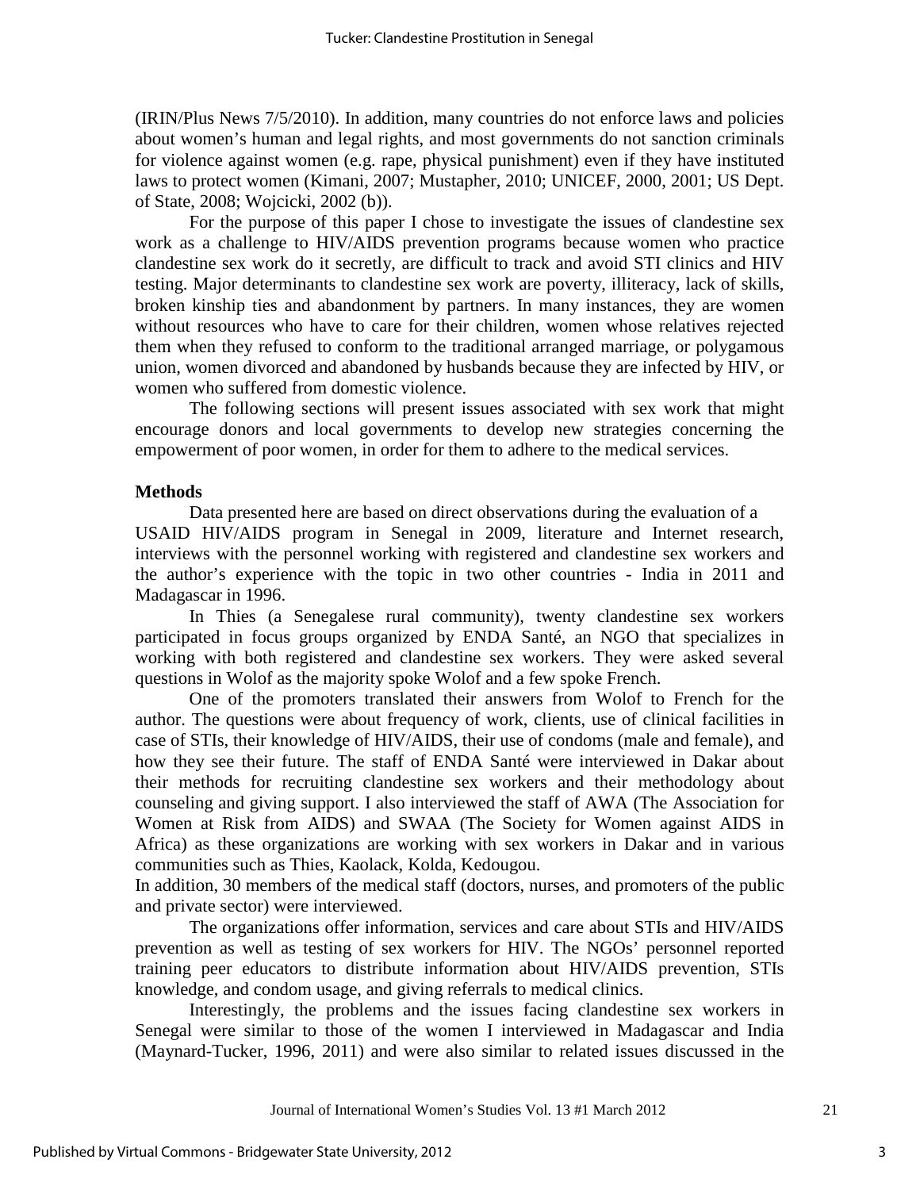(IRIN/Plus News 7/5/2010). In addition, many countries do not enforce laws and policies about women's human and legal rights, and most governments do not sanction criminals for violence against women (e.g. rape, physical punishment) even if they have instituted laws to protect women (Kimani, 2007; Mustapher, 2010; UNICEF, 2000, 2001; US Dept. of State, 2008; Wojcicki, 2002 (b)).

For the purpose of this paper I chose to investigate the issues of clandestine sex work as a challenge to HIV/AIDS prevention programs because women who practice clandestine sex work do it secretly, are difficult to track and avoid STI clinics and HIV testing. Major determinants to clandestine sex work are poverty, illiteracy, lack of skills, broken kinship ties and abandonment by partners. In many instances, they are women without resources who have to care for their children, women whose relatives rejected them when they refused to conform to the traditional arranged marriage, or polygamous union, women divorced and abandoned by husbands because they are infected by HIV, or women who suffered from domestic violence.

The following sections will present issues associated with sex work that might encourage donors and local governments to develop new strategies concerning the empowerment of poor women, in order for them to adhere to the medical services.

**Methods**

Data presented here are based on direct observations during the evaluation of a USAID HIV/AIDS program in Senegal in 2009, literature and Internet research, interviews with the personnel working with registered and clandestine sex workers and the author's experience with the topic in two other countries - India in 2011 and Madagascar in 1996.

In Thies (a Senegalese rural community), twenty clandestine sex workers participated in focus groups organized by ENDA Santé, an NGO that specializes in working with both registered and clandestine sex workers. They were asked several questions in Wolof as the majority spoke Wolof and a few spoke French.

One of the promoters translated their answers from Wolof to French for the author. The questions were about frequency of work, clients, use of clinical facilities in case of STIs, their knowledge of HIV/AIDS, their use of condoms (male and female), and how they see their future. The staff of ENDA Santé were interviewed in Dakar about their methods for recruiting clandestine sex workers and their methodology about counseling and giving support. I also interviewed the staff of AWA (The Association for Women at Risk from AIDS) and SWAA (The Society for Women against AIDS in Africa) as these organizations are working with sex workers in Dakar and in various communities such as Thies, Kaolack, Kolda, Kedougou.

In addition, 30 members of the medical staff (doctors, nurses, and promoters of the public and private sector) were interviewed.

The organizations offer information, services and care about STIs and HIV/AIDS prevention as well as testing of sex workers for HIV. The NGOs' personnel reported training peer educators to distribute information about HIV/AIDS prevention, STIs knowledge, and condom usage, and giving referrals to medical clinics.

Interestingly, the problems and the issues facing clandestine sex workers in Senegal were similar to those of the women I interviewed in Madagascar and India (Maynard-Tucker, 1996, 2011) and were also similar to related issues discussed in the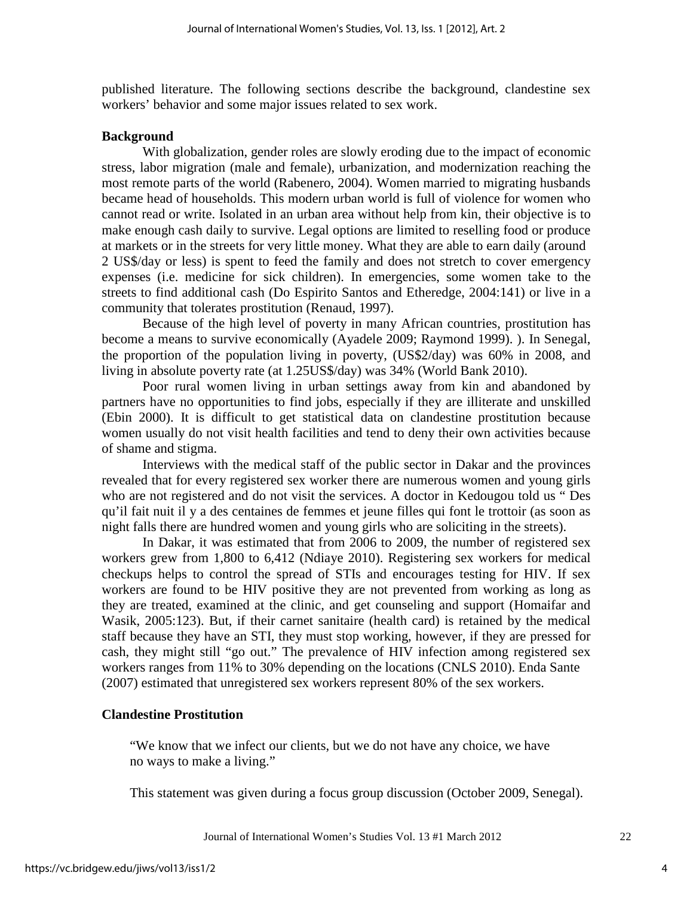published literature. The following sections describe the background, clandestine sex workers' behavior and some major issues related to sex work.

## Background

With globalization, gender roles are slowly eroding due to the impact of economic stress, labor migration (male and female), urbanization, and modernization reaching the most remote parts of the world (Rabenero, 2004). Women married to migrating husbands became head of households. This modern urban world is full of violence for women who cannot read or write. Isolated in an urban area without help from kin, their objective is to make enough cash daily to survive. Legal options are limited to reselling food or produce at markets or in the streets for very little money. What they are able to earn daily (around 2 US$/day or less) is spent to feed the family and does not stretch to cover emergency expenses (i.e. medicine for sick children). In emergencies, some women take to the streets to find additional cash (Do Espirito Santos and Etheredge, 2004:141) or live in a community that tolerates prostitution (Renaud, 1997).

Because of the high level of poverty in many African countries, prostitution has become a means to survive economically (Ayadele 2009; Raymond 1999). ). In Senegal, the proportion of the population living in poverty, (US$2/day) was 60% in 2008, and living in absolute poverty rate (at 1.25US$/day) was 34% (World Bank 2010).

Poor rural women living in urban settings away from kin and abandoned by partners have no opportunities to find jobs, especially if they are illiterate and unskilled (Ebin 2000). It is difficult to get statistical data on clandestine prostitution because women usually do not visit health facilities and tend to deny their own activities because of shame and stigma.

Interviews with the medical staff of the public sector in Dakar and the provinces revealed that for every registered sex worker there are numerous women and young girls who are not registered and do not visit the services. A doctor in Kedougou told us " Des qu'il fait nuit il y a des centaines de femmes et jeune filles qui font le trottoir (as soon as night falls there are hundred women and young girls who are soliciting in the streets).

In Dakar, it was estimated that from 2006 to 2009, the number of registered sex workers grew from 1,800 to 6,412 (Ndiaye 2010). Registering sex workers for medical checkups helps to control the spread of STIs and encourages testing for HIV. If sex workers are found to be HIV positive they are not prevented from working as long as they are treated, examined at the clinic, and get counseling and support (Homaifar and Wasik, 2005:123). But, if their carnet sanitaire (health card) is retained by the medical staff because they have an STI, they must stop working, however, if they are pressed for cash, they might still "go out." The prevalence of HIV infection among registered sex workers ranges from 11% to 30% depending on the locations (CNLS 2010). Enda Sante (2007) estimated that unregistered sex workers represent 80% of the sex workers.

## Clandestine Prostitution

> "We know that we infect our clients, but we do not have any choice, we have no ways to make a living."

This statement was given during a focus group discussion (October 2009, Senegal).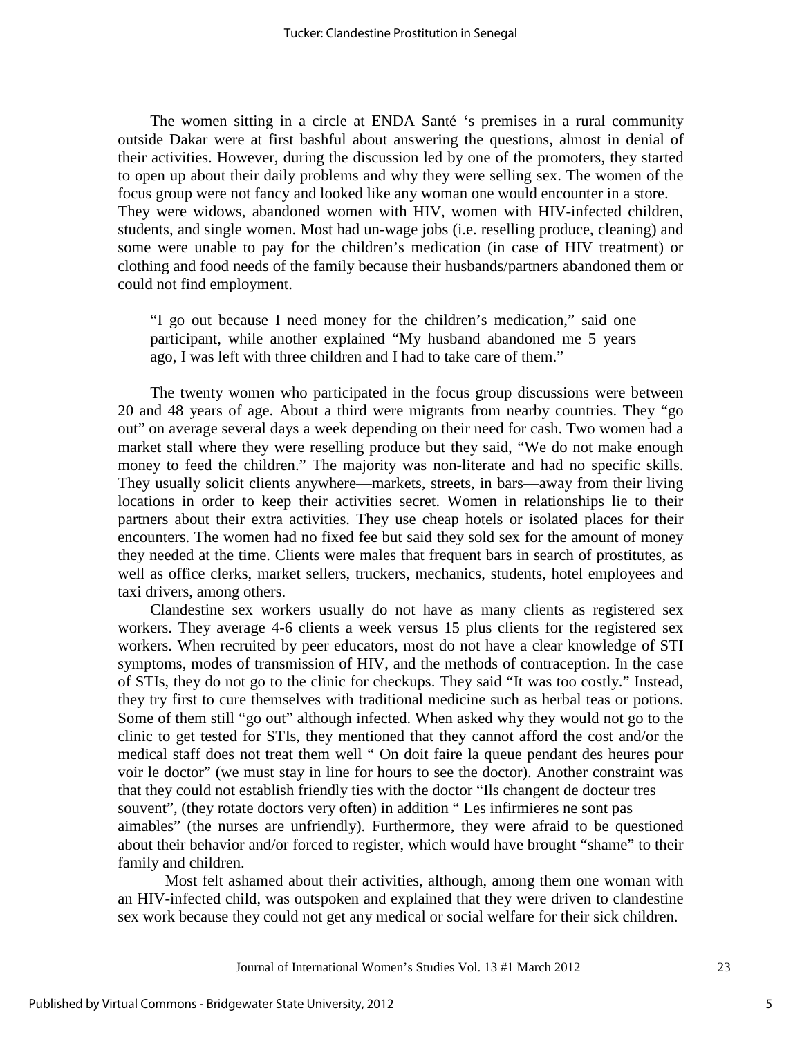The women sitting in a circle at ENDA Santé ‘s premises in a rural community outside Dakar were at first bashful about answering the questions, almost in denial of their activities. However, during the discussion led by one of the promoters, they started to open up about their daily problems and why they were selling sex. The women of the focus group were not fancy and looked like any woman one would encounter in a store. They were widows, abandoned women with HIV, women with HIV-infected children, students, and single women. Most had un-wage jobs (i.e. reselling produce, cleaning) and some were unable to pay for the children’s medication (in case of HIV treatment) or clothing and food needs of the family because their husbands/partners abandoned them or could not find employment.

> “I go out because I need money for the children’s medication,” said one participant, while another explained “My husband abandoned me 5 years ago, I was left with three children and I had to take care of them.”

The twenty women who participated in the focus group discussions were between 20 and 48 years of age. About a third were migrants from nearby countries. They “go out” on average several days a week depending on their need for cash. Two women had a market stall where they were reselling produce but they said, “We do not make enough money to feed the children.” The majority was non-literate and had no specific skills. They usually solicit clients anywhere—markets, streets, in bars—away from their living locations in order to keep their activities secret. Women in relationships lie to their partners about their extra activities. They use cheap hotels or isolated places for their encounters. The women had no fixed fee but said they sold sex for the amount of money they needed at the time. Clients were males that frequent bars in search of prostitutes, as well as office clerks, market sellers, truckers, mechanics, students, hotel employees and taxi drivers, among others.

Clandestine sex workers usually do not have as many clients as registered sex workers. They average 4-6 clients a week versus 15 plus clients for the registered sex workers. When recruited by peer educators, most do not have a clear knowledge of STI symptoms, modes of transmission of HIV, and the methods of contraception. In the case of STIs, they do not go to the clinic for checkups. They said “It was too costly.” Instead, they try first to cure themselves with traditional medicine such as herbal teas or potions. Some of them still “go out” although infected. When asked why they would not go to the clinic to get tested for STIs, they mentioned that they cannot afford the cost and/or the medical staff does not treat them well “ On doit faire la queue pendant des heures pour voir le doctor” (we must stay in line for hours to see the doctor). Another constraint was that they could not establish friendly ties with the doctor “Ils changent de docteur tres souvent”, (they rotate doctors very often) in addition “ Les infirmieres ne sont pas aimables” (the nurses are unfriendly). Furthermore, they were afraid to be questioned about their behavior and/or forced to register, which would have brought “shame” to their family and children.

Most felt ashamed about their activities, although, among them one woman with an HIV-infected child, was outspoken and explained that they were driven to clandestine sex work because they could not get any medical or social welfare for their sick children.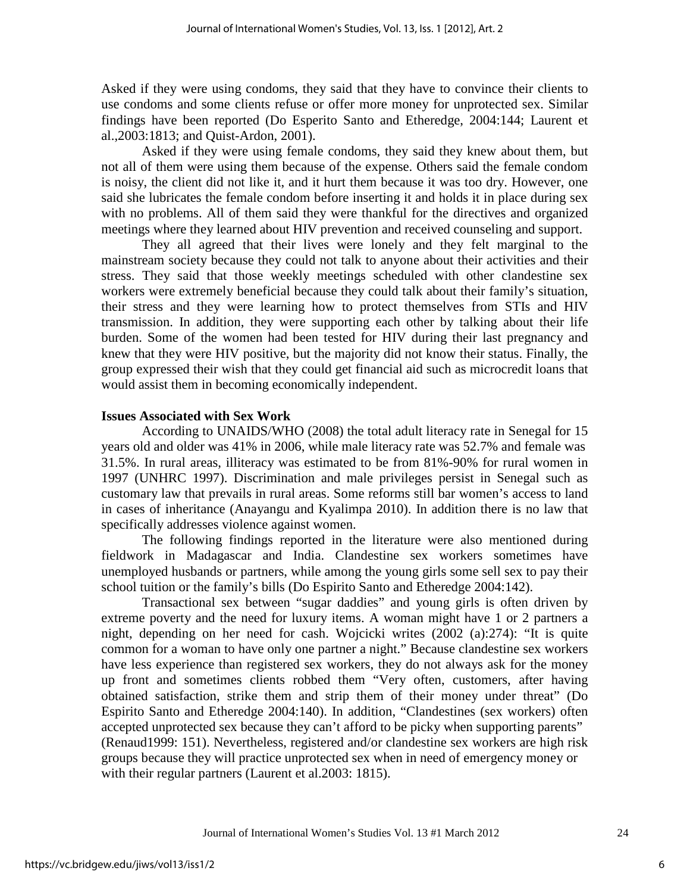Asked if they were using condoms, they said that they have to convince their clients to use condoms and some clients refuse or offer more money for unprotected sex. Similar findings have been reported (Do Esperito Santo and Etheredge, 2004:144; Laurent et al.,2003:1813; and Quist-Ardon, 2001).

Asked if they were using female condoms, they said they knew about them, but not all of them were using them because of the expense. Others said the female condom is noisy, the client did not like it, and it hurt them because it was too dry. However, one said she lubricates the female condom before inserting it and holds it in place during sex with no problems. All of them said they were thankful for the directives and organized meetings where they learned about HIV prevention and received counseling and support.

They all agreed that their lives were lonely and they felt marginal to the mainstream society because they could not talk to anyone about their activities and their stress. They said that those weekly meetings scheduled with other clandestine sex workers were extremely beneficial because they could talk about their family's situation, their stress and they were learning how to protect themselves from STIs and HIV transmission. In addition, they were supporting each other by talking about their life burden. Some of the women had been tested for HIV during their last pregnancy and knew that they were HIV positive, but the majority did not know their status. Finally, the group expressed their wish that they could get financial aid such as microcredit loans that would assist them in becoming economically independent.

**Issues Associated with Sex Work**

According to UNAIDS/WHO (2008) the total adult literacy rate in Senegal for 15 years old and older was 41% in 2006, while male literacy rate was 52.7% and female was 31.5%. In rural areas, illiteracy was estimated to be from 81%-90% for rural women in 1997 (UNHRC 1997). Discrimination and male privileges persist in Senegal such as customary law that prevails in rural areas. Some reforms still bar women's access to land in cases of inheritance (Anayangu and Kyalimpa 2010). In addition there is no law that specifically addresses violence against women.

The following findings reported in the literature were also mentioned during fieldwork in Madagascar and India. Clandestine sex workers sometimes have unemployed husbands or partners, while among the young girls some sell sex to pay their school tuition or the family's bills (Do Espirito Santo and Etheredge 2004:142).

Transactional sex between "sugar daddies" and young girls is often driven by extreme poverty and the need for luxury items. A woman might have 1 or 2 partners a night, depending on her need for cash. Wojcicki writes (2002 (a):274): "It is quite common for a woman to have only one partner a night." Because clandestine sex workers have less experience than registered sex workers, they do not always ask for the money up front and sometimes clients robbed them "Very often, customers, after having obtained satisfaction, strike them and strip them of their money under threat" (Do Espirito Santo and Etheredge 2004:140). In addition, "Clandestines (sex workers) often accepted unprotected sex because they can't afford to be picky when supporting parents" (Renaud1999: 151). Nevertheless, registered and/or clandestine sex workers are high risk groups because they will practice unprotected sex when in need of emergency money or with their regular partners (Laurent et al.2003: 1815).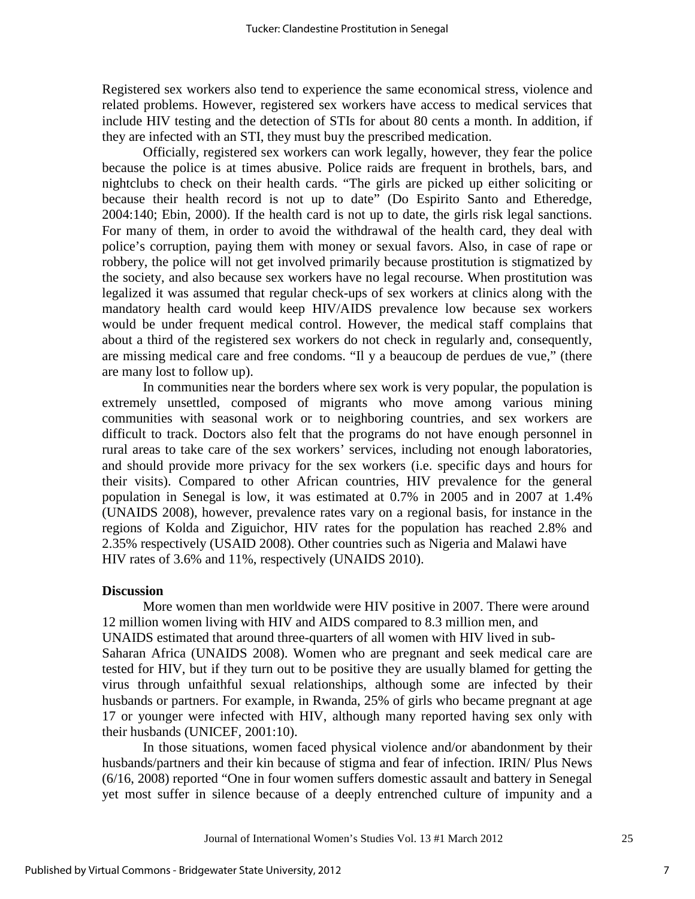Registered sex workers also tend to experience the same economical stress, violence and related problems. However, registered sex workers have access to medical services that include HIV testing and the detection of STIs for about 80 cents a month. In addition, if they are infected with an STI, they must buy the prescribed medication.

Officially, registered sex workers can work legally, however, they fear the police because the police is at times abusive. Police raids are frequent in brothels, bars, and nightclubs to check on their health cards. "The girls are picked up either soliciting or because their health record is not up to date" (Do Espirito Santo and Etheredge, 2004:140; Ebin, 2000). If the health card is not up to date, the girls risk legal sanctions. For many of them, in order to avoid the withdrawal of the health card, they deal with police's corruption, paying them with money or sexual favors. Also, in case of rape or robbery, the police will not get involved primarily because prostitution is stigmatized by the society, and also because sex workers have no legal recourse. When prostitution was legalized it was assumed that regular check-ups of sex workers at clinics along with the mandatory health card would keep HIV/AIDS prevalence low because sex workers would be under frequent medical control. However, the medical staff complains that about a third of the registered sex workers do not check in regularly and, consequently, are missing medical care and free condoms. "Il y a beaucoup de perdues de vue," (there are many lost to follow up).

In communities near the borders where sex work is very popular, the population is extremely unsettled, composed of migrants who move among various mining communities with seasonal work or to neighboring countries, and sex workers are difficult to track. Doctors also felt that the programs do not have enough personnel in rural areas to take care of the sex workers' services, including not enough laboratories, and should provide more privacy for the sex workers (i.e. specific days and hours for their visits). Compared to other African countries, HIV prevalence for the general population in Senegal is low, it was estimated at 0.7% in 2005 and in 2007 at 1.4% (UNAIDS 2008), however, prevalence rates vary on a regional basis, for instance in the regions of Kolda and Ziguichor, HIV rates for the population has reached 2.8% and 2.35% respectively (USAID 2008). Other countries such as Nigeria and Malawi have HIV rates of 3.6% and 11%, respectively (UNAIDS 2010).

**Discussion**

More women than men worldwide were HIV positive in 2007. There were around 12 million women living with HIV and AIDS compared to 8.3 million men, and UNAIDS estimated that around three-quarters of all women with HIV lived in sub-Saharan Africa (UNAIDS 2008). Women who are pregnant and seek medical care are tested for HIV, but if they turn out to be positive they are usually blamed for getting the virus through unfaithful sexual relationships, although some are infected by their husbands or partners. For example, in Rwanda, 25% of girls who became pregnant at age 17 or younger were infected with HIV, although many reported having sex only with their husbands (UNICEF, 2001:10).

In those situations, women faced physical violence and/or abandonment by their husbands/partners and their kin because of stigma and fear of infection. IRIN/ Plus News (6/16, 2008) reported "One in four women suffers domestic assault and battery in Senegal yet most suffer in silence because of a deeply entrenched culture of impunity and a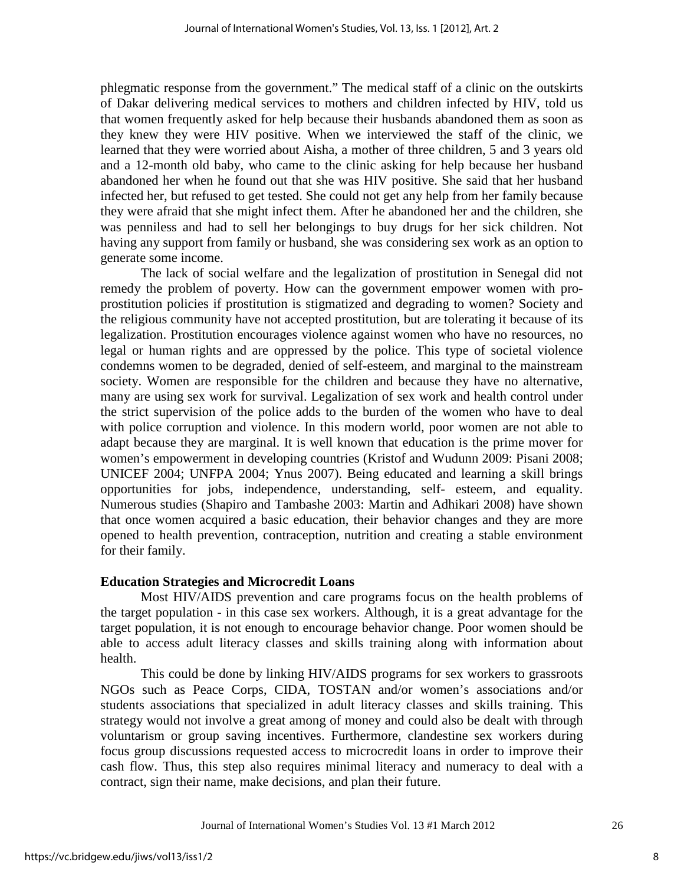phlegmatic response from the government." The medical staff of a clinic on the outskirts of Dakar delivering medical services to mothers and children infected by HIV, told us that women frequently asked for help because their husbands abandoned them as soon as they knew they were HIV positive. When we interviewed the staff of the clinic, we learned that they were worried about Aisha, a mother of three children, 5 and 3 years old and a 12-month old baby, who came to the clinic asking for help because her husband abandoned her when he found out that she was HIV positive. She said that her husband infected her, but refused to get tested. She could not get any help from her family because they were afraid that she might infect them. After he abandoned her and the children, she was penniless and had to sell her belongings to buy drugs for her sick children. Not having any support from family or husband, she was considering sex work as an option to generate some income.

The lack of social welfare and the legalization of prostitution in Senegal did not remedy the problem of poverty. How can the government empower women with pro-prostitution policies if prostitution is stigmatized and degrading to women? Society and the religious community have not accepted prostitution, but are tolerating it because of its legalization. Prostitution encourages violence against women who have no resources, no legal or human rights and are oppressed by the police. This type of societal violence condemns women to be degraded, denied of self-esteem, and marginal to the mainstream society. Women are responsible for the children and because they have no alternative, many are using sex work for survival. Legalization of sex work and health control under the strict supervision of the police adds to the burden of the women who have to deal with police corruption and violence. In this modern world, poor women are not able to adapt because they are marginal. It is well known that education is the prime mover for women's empowerment in developing countries (Kristof and Wudunn 2009: Pisani 2008; UNICEF 2004; UNFPA 2004; Ynus 2007). Being educated and learning a skill brings opportunities for jobs, independence, understanding, self- esteem, and equality. Numerous studies (Shapiro and Tambashe 2003: Martin and Adhikari 2008) have shown that once women acquired a basic education, their behavior changes and they are more opened to health prevention, contraception, nutrition and creating a stable environment for their family.

**Education Strategies and Microcredit Loans**

Most HIV/AIDS prevention and care programs focus on the health problems of the target population - in this case sex workers. Although, it is a great advantage for the target population, it is not enough to encourage behavior change. Poor women should be able to access adult literacy classes and skills training along with information about health.

This could be done by linking HIV/AIDS programs for sex workers to grassroots NGOs such as Peace Corps, CIDA, TOSTAN and/or women's associations and/or students associations that specialized in adult literacy classes and skills training. This strategy would not involve a great among of money and could also be dealt with through voluntarism or group saving incentives. Furthermore, clandestine sex workers during focus group discussions requested access to microcredit loans in order to improve their cash flow. Thus, this step also requires minimal literacy and numeracy to deal with a contract, sign their name, make decisions, and plan their future.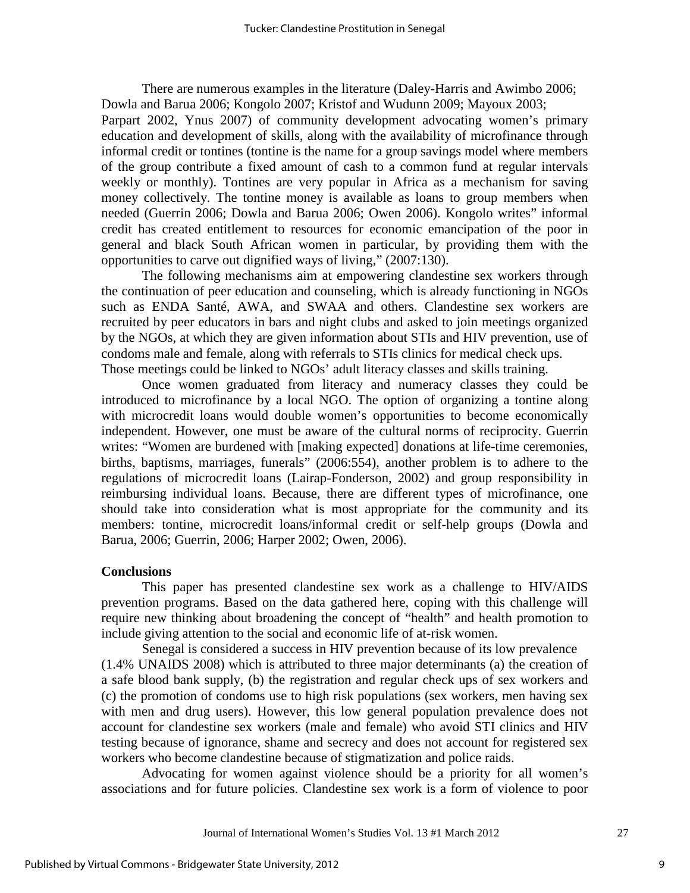There are numerous examples in the literature (Daley-Harris and Awimbo 2006; Dowla and Barua 2006; Kongolo 2007; Kristof and Wudunn 2009; Mayoux 2003; Parpart 2002, Ynus 2007) of community development advocating women's primary education and development of skills, along with the availability of microfinance through informal credit or tontines (tontine is the name for a group savings model where members of the group contribute a fixed amount of cash to a common fund at regular intervals weekly or monthly). Tontines are very popular in Africa as a mechanism for saving money collectively. The tontine money is available as loans to group members when needed (Guerrin 2006; Dowla and Barua 2006; Owen 2006). Kongolo writes" informal credit has created entitlement to resources for economic emancipation of the poor in general and black South African women in particular, by providing them with the opportunities to carve out dignified ways of living," (2007:130).

The following mechanisms aim at empowering clandestine sex workers through the continuation of peer education and counseling, which is already functioning in NGOs such as ENDA Santé, AWA, and SWAA and others. Clandestine sex workers are recruited by peer educators in bars and night clubs and asked to join meetings organized by the NGOs, at which they are given information about STIs and HIV prevention, use of condoms male and female, along with referrals to STIs clinics for medical check ups. Those meetings could be linked to NGOs' adult literacy classes and skills training.

Once women graduated from literacy and numeracy classes they could be introduced to microfinance by a local NGO. The option of organizing a tontine along with microcredit loans would double women's opportunities to become economically independent. However, one must be aware of the cultural norms of reciprocity. Guerrin writes: "Women are burdened with [making expected] donations at life-time ceremonies, births, baptisms, marriages, funerals" (2006:554), another problem is to adhere to the regulations of microcredit loans (Lairap-Fonderson, 2002) and group responsibility in reimbursing individual loans. Because, there are different types of microfinance, one should take into consideration what is most appropriate for the community and its members: tontine, microcredit loans/informal credit or self-help groups (Dowla and Barua, 2006; Guerrin, 2006; Harper 2002; Owen, 2006).

## Conclusions

This paper has presented clandestine sex work as a challenge to HIV/AIDS prevention programs. Based on the data gathered here, coping with this challenge will require new thinking about broadening the concept of "health" and health promotion to include giving attention to the social and economic life of at-risk women.

Senegal is considered a success in HIV prevention because of its low prevalence (1.4% UNAIDS 2008) which is attributed to three major determinants (a) the creation of a safe blood bank supply, (b) the registration and regular check ups of sex workers and (c) the promotion of condoms use to high risk populations (sex workers, men having sex with men and drug users). However, this low general population prevalence does not account for clandestine sex workers (male and female) who avoid STI clinics and HIV testing because of ignorance, shame and secrecy and does not account for registered sex workers who become clandestine because of stigmatization and police raids.

Advocating for women against violence should be a priority for all women's associations and for future policies. Clandestine sex work is a form of violence to poor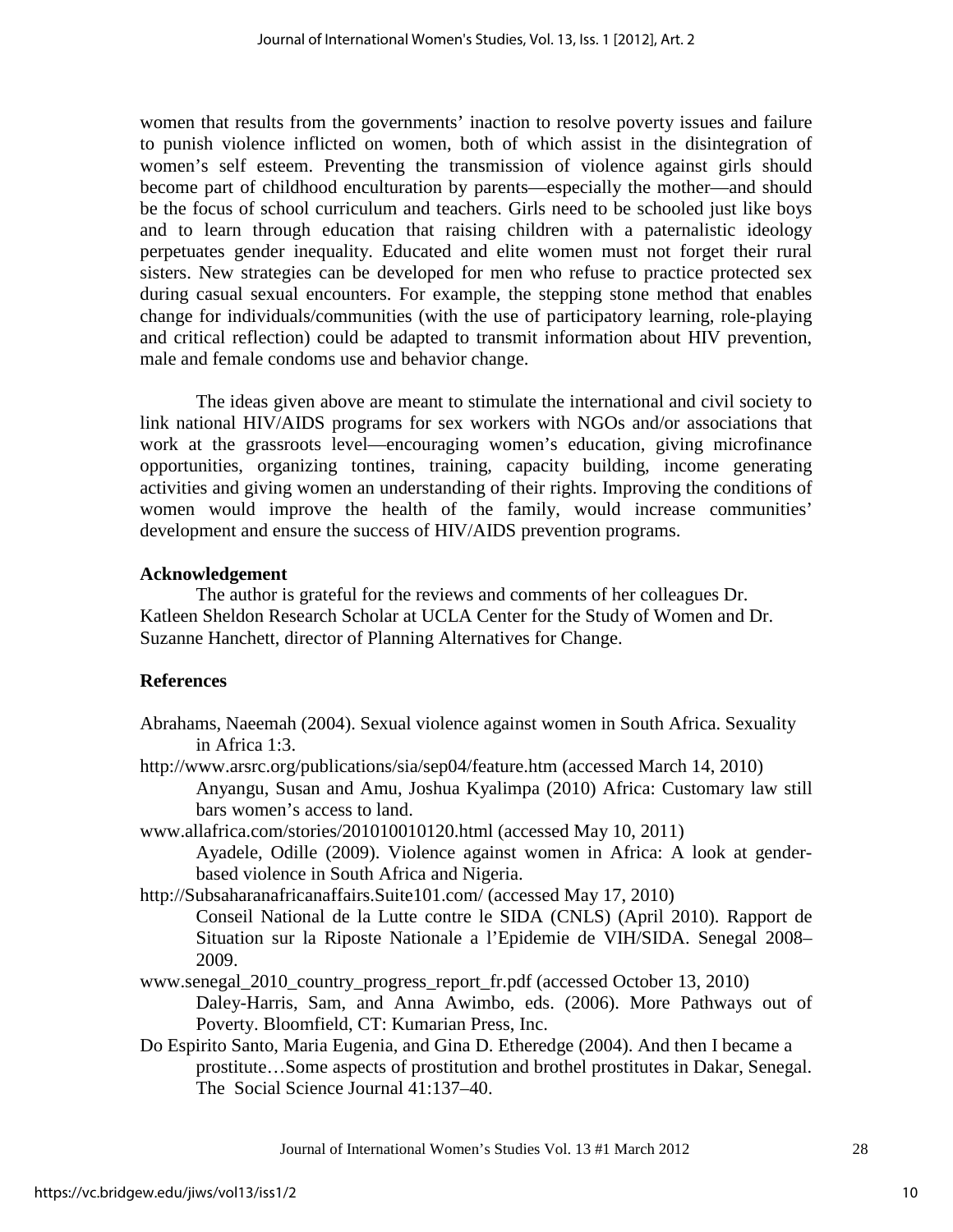women that results from the governments' inaction to resolve poverty issues and failure to punish violence inflicted on women, both of which assist in the disintegration of women's self esteem. Preventing the transmission of violence against girls should become part of childhood enculturation by parents—especially the mother—and should be the focus of school curriculum and teachers. Girls need to be schooled just like boys and to learn through education that raising children with a paternalistic ideology perpetuates gender inequality. Educated and elite women must not forget their rural sisters. New strategies can be developed for men who refuse to practice protected sex during casual sexual encounters. For example, the stepping stone method that enables change for individuals/communities (with the use of participatory learning, role-playing and critical reflection) could be adapted to transmit information about HIV prevention, male and female condoms use and behavior change.

The ideas given above are meant to stimulate the international and civil society to link national HIV/AIDS programs for sex workers with NGOs and/or associations that work at the grassroots level—encouraging women's education, giving microfinance opportunities, organizing tontines, training, capacity building, income generating activities and giving women an understanding of their rights. Improving the conditions of women would improve the health of the family, would increase communities' development and ensure the success of HIV/AIDS prevention programs.

**Acknowledgement**

The author is grateful for the reviews and comments of her colleagues Dr. Katleen Sheldon Research Scholar at UCLA Center for the Study of Women and Dr. Suzanne Hanchett, director of Planning Alternatives for Change.

**References**

Abrahams, Naeemah (2004). Sexual violence against women in South Africa. Sexuality in Africa 1:3. http://www.arsrc.org/publications/sia/sep04/feature.htm (accessed March 14, 2010)

Anyangu, Susan and Amu, Joshua Kyalimpa (2010) Africa: Customary law still bars women's access to land. www.allafrica.com/stories/201010010120.html (accessed May 10, 2011)

Ayadele, Odille (2009). Violence against women in Africa: A look at gender-based violence in South Africa and Nigeria. http://Subsaharanafricanaffairs.Suite101.com/ (accessed May 17, 2010)

Conseil National de la Lutte contre le SIDA (CNLS) (April 2010). Rapport de Situation sur la Riposte Nationale a l'Epidemie de VIH/SIDA. Senegal 2008–2009. www.senegal_2010_country_progress_report_fr.pdf (accessed October 13, 2010)

Daley-Harris, Sam, and Anna Awimbo, eds. (2006). More Pathways out of Poverty. Bloomfield, CT: Kumarian Press, Inc.

Do Espirito Santo, Maria Eugenia, and Gina D. Etheredge (2004). And then I became a prostitute…Some aspects of prostitution and brothel prostitutes in Dakar, Senegal. The Social Science Journal 41:137–40.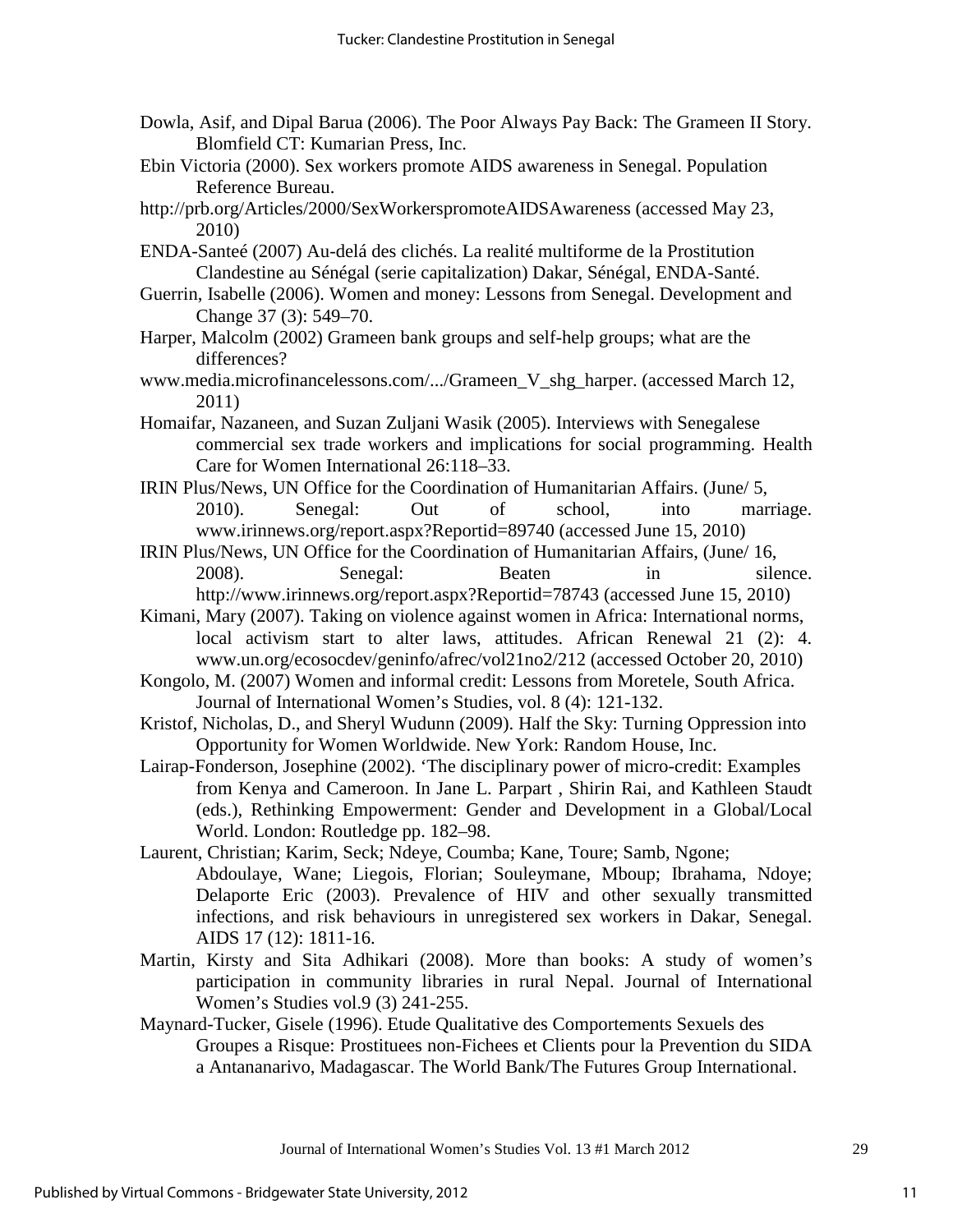Dowla, Asif, and Dipal Barua (2006). The Poor Always Pay Back: The Grameen II Story. Blomfield CT: Kumarian Press, Inc.

Ebin Victoria (2000). Sex workers promote AIDS awareness in Senegal. Population Reference Bureau.

http://prb.org/Articles/2000/SexWorkerspromoteAIDSAwareness (accessed May 23, 2010)

ENDA-Santeé (2007) Au-delá des clichés. La realité multiforme de la Prostitution Clandestine au Sénégal (serie capitalization) Dakar, Sénégal, ENDA-Santé.

Guerrin, Isabelle (2006). Women and money: Lessons from Senegal. Development and Change 37 (3): 549–70.

Harper, Malcolm (2002) Grameen bank groups and self-help groups; what are the differences?

www.media.microfinancelessons.com/.../Grameen_V_shg_harper. (accessed March 12, 2011)

Homaifar, Nazaneen, and Suzan Zuljani Wasik (2005). Interviews with Senegalese commercial sex trade workers and implications for social programming. Health Care for Women International 26:118–33.

IRIN Plus/News, UN Office for the Coordination of Humanitarian Affairs. (June/ 5, 2010). Senegal: Out of school, into marriage. www.irinnews.org/report.aspx?Reportid=89740 (accessed June 15, 2010)

IRIN Plus/News, UN Office for the Coordination of Humanitarian Affairs, (June/ 16, 2008). Senegal: Beaten in silence. http://www.irinnews.org/report.aspx?Reportid=78743 (accessed June 15, 2010)

Kimani, Mary (2007). Taking on violence against women in Africa: International norms, local activism start to alter laws, attitudes. African Renewal 21 (2): 4. www.un.org/ecosocdev/geninfo/afrec/vol21no2/212 (accessed October 20, 2010)

Kongolo, M. (2007) Women and informal credit: Lessons from Moretele, South Africa. Journal of International Women's Studies, vol. 8 (4): 121-132.

Kristof, Nicholas, D., and Sheryl Wudunn (2009). Half the Sky: Turning Oppression into Opportunity for Women Worldwide. New York: Random House, Inc.

Lairap-Fonderson, Josephine (2002). 'The disciplinary power of micro-credit: Examples from Kenya and Cameroon. In Jane L. Parpart , Shirin Rai, and Kathleen Staudt (eds.), Rethinking Empowerment: Gender and Development in a Global/Local World. London: Routledge pp. 182–98.

Laurent, Christian; Karim, Seck; Ndeye, Coumba; Kane, Toure; Samb, Ngone; Abdoulaye, Wane; Liegois, Florian; Souleymane, Mboup; Ibrahama, Ndoye; Delaporte Eric (2003). Prevalence of HIV and other sexually transmitted infections, and risk behaviours in unregistered sex workers in Dakar, Senegal. AIDS 17 (12): 1811-16.

Martin, Kirsty and Sita Adhikari (2008). More than books: A study of women's participation in community libraries in rural Nepal. Journal of International Women's Studies vol.9 (3) 241-255.

Maynard-Tucker, Gisele (1996). Etude Qualitative des Comportements Sexuels des Groupes a Risque: Prostituees non-Fichees et Clients pour la Prevention du SIDA a Antananarivo, Madagascar. The World Bank/The Futures Group International.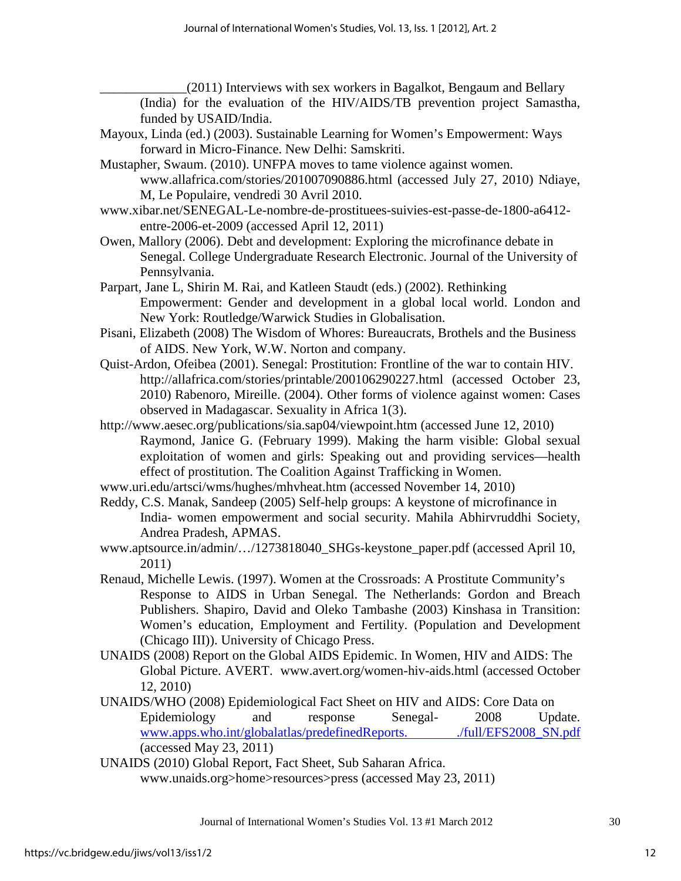_____________(2011) Interviews with sex workers in Bagalkot, Bengaum and Bellary (India) for the evaluation of the HIV/AIDS/TB prevention project Samastha, funded by USAID/India.

Mayoux, Linda (ed.) (2003). Sustainable Learning for Women's Empowerment: Ways forward in Micro-Finance. New Delhi: Samskriti.

Mustapher, Swaum. (2010). UNFPA moves to tame violence against women. www.allafrica.com/stories/201007090886.html (accessed July 27, 2010) Ndiaye, M, Le Populaire, vendredi 30 Avril 2010.

www.xibar.net/SENEGAL-Le-nombre-de-prostituees-suivies-est-passe-de-1800-a6412-entre-2006-et-2009 (accessed April 12, 2011)

Owen, Mallory (2006). Debt and development: Exploring the microfinance debate in Senegal. College Undergraduate Research Electronic. Journal of the University of Pennsylvania.

Parpart, Jane L, Shirin M. Rai, and Katleen Staudt (eds.) (2002). Rethinking Empowerment: Gender and development in a global local world. London and New York: Routledge/Warwick Studies in Globalisation.

Pisani, Elizabeth (2008) The Wisdom of Whores: Bureaucrats, Brothels and the Business of AIDS. New York, W.W. Norton and company.

Quist-Ardon, Ofeibea (2001). Senegal: Prostitution: Frontline of the war to contain HIV. http://allafrica.com/stories/printable/200106290227.html (accessed October 23, 2010) Rabenoro, Mireille. (2004). Other forms of violence against women: Cases observed in Madagascar. Sexuality in Africa 1(3).

http://www.aesec.org/publications/sia.sap04/viewpoint.htm (accessed June 12, 2010) Raymond, Janice G. (February 1999). Making the harm visible: Global sexual exploitation of women and girls: Speaking out and providing services—health effect of prostitution. The Coalition Against Trafficking in Women.

www.uri.edu/artsci/wms/hughes/mhvheat.htm (accessed November 14, 2010)

Reddy, C.S. Manak, Sandeep (2005) Self-help groups: A keystone of microfinance in India- women empowerment and social security. Mahila Abhirvruddhi Society, Andrea Pradesh, APMAS.

www.aptsource.in/admin/…/1273818040_SHGs-keystone_paper.pdf (accessed April 10, 2011)

Renaud, Michelle Lewis. (1997). Women at the Crossroads: A Prostitute Community's Response to AIDS in Urban Senegal. The Netherlands: Gordon and Breach Publishers. Shapiro, David and Oleko Tambashe (2003) Kinshasa in Transition: Women's education, Employment and Fertility. (Population and Development (Chicago III)). University of Chicago Press.

UNAIDS (2008) Report on the Global AIDS Epidemic. In Women, HIV and AIDS: The Global Picture. AVERT. www.avert.org/women-hiv-aids.html (accessed October 12, 2010)

UNAIDS/WHO (2008) Epidemiological Fact Sheet on HIV and AIDS: Core Data on Epidemiology and response Senegal- 2008 Update. www.apps.who.int/globalatlas/predefinedReports. ./full/EFS2008_SN.pdf (accessed May 23, 2011)

UNAIDS (2010) Global Report, Fact Sheet, Sub Saharan Africa. www.unaids.org>home>resources>press (accessed May 23, 2011)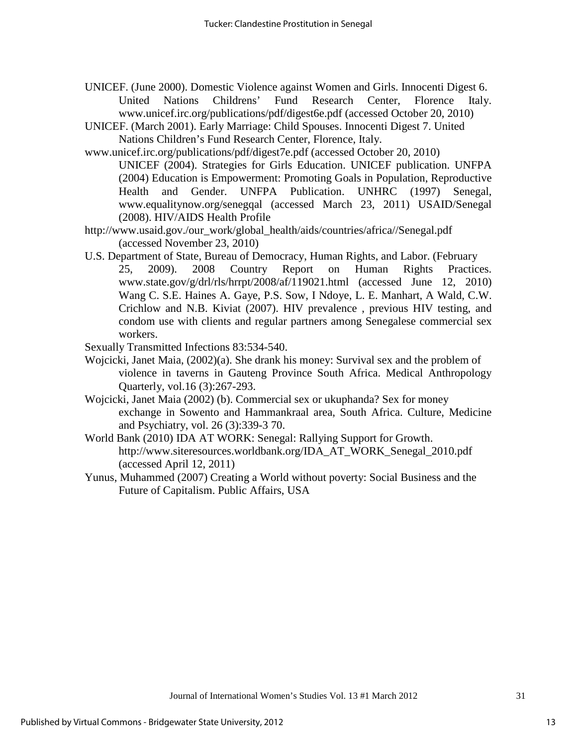UNICEF. (June 2000). Domestic Violence against Women and Girls. Innocenti Digest 6. United Nations Childrens' Fund Research Center, Florence Italy. www.unicef.irc.org/publications/pdf/digest6e.pdf (accessed October 20, 2010)

UNICEF. (March 2001). Early Marriage: Child Spouses. Innocenti Digest 7. United Nations Children's Fund Research Center, Florence, Italy.

www.unicef.irc.org/publications/pdf/digest7e.pdf (accessed October 20, 2010) UNICEF (2004). Strategies for Girls Education. UNICEF publication. UNFPA (2004) Education is Empowerment: Promoting Goals in Population, Reproductive Health and Gender. UNFPA Publication. UNHRC (1997) Senegal, www.equalitynow.org/senegqal (accessed March 23, 2011) USAID/Senegal (2008). HIV/AIDS Health Profile

http://www.usaid.gov./our_work/global_health/aids/countries/africa//Senegal.pdf (accessed November 23, 2010)

U.S. Department of State, Bureau of Democracy, Human Rights, and Labor. (February 25, 2009). 2008 Country Report on Human Rights Practices. www.state.gov/g/drl/rls/hrrpt/2008/af/119021.html (accessed June 12, 2010) Wang C. S.E. Haines A. Gaye, P.S. Sow, I Ndoye, L. E. Manhart, A Wald, C.W. Crichlow and N.B. Kiviat (2007). HIV prevalence , previous HIV testing, and condom use with clients and regular partners among Senegalese commercial sex workers.

Sexually Transmitted Infections 83:534-540.

Wojcicki, Janet Maia, (2002)(a). She drank his money: Survival sex and the problem of violence in taverns in Gauteng Province South Africa. Medical Anthropology Quarterly, vol.16 (3):267-293.

Wojcicki, Janet Maia (2002) (b). Commercial sex or ukuphanda? Sex for money exchange in Sowento and Hammankraal area, South Africa. Culture, Medicine and Psychiatry, vol. 26 (3):339-3 70.

World Bank (2010) IDA AT WORK: Senegal: Rallying Support for Growth. http://www.siteresources.worldbank.org/IDA_AT_WORK_Senegal_2010.pdf (accessed April 12, 2011)

Yunus, Muhammed (2007) Creating a World without poverty: Social Business and the Future of Capitalism. Public Affairs, USA